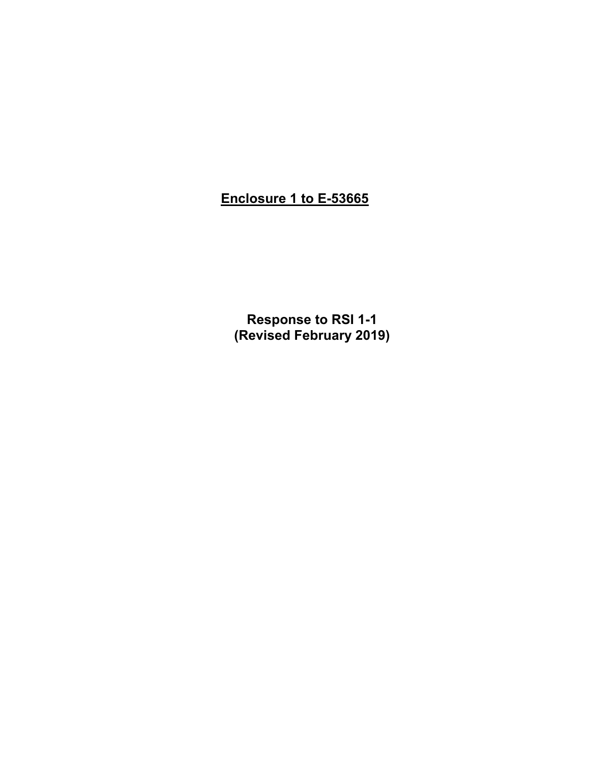# Enclosure 1 to E-53665

**Response to RSI 1-1**
**(Revised February 2019)**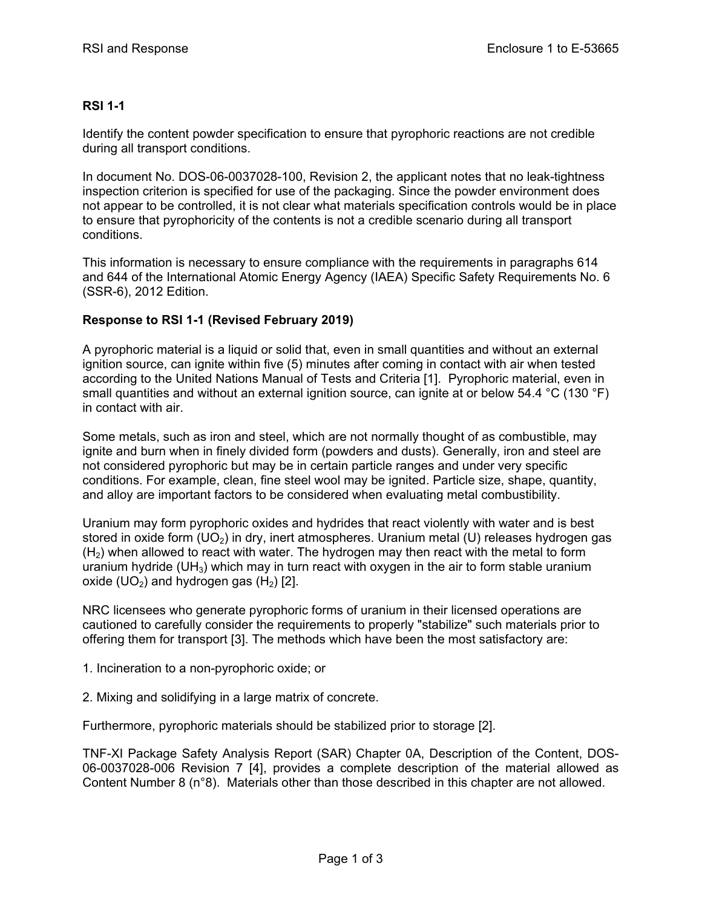## RSI 1-1

Identify the content powder specification to ensure that pyrophoric reactions are not credible during all transport conditions.

In document No. DOS-06-0037028-100, Revision 2, the applicant notes that no leak-tightness inspection criterion is specified for use of the packaging. Since the powder environment does not appear to be controlled, it is not clear what materials specification controls would be in place to ensure that pyrophoricity of the contents is not a credible scenario during all transport conditions.

This information is necessary to ensure compliance with the requirements in paragraphs 614 and 644 of the International Atomic Energy Agency (IAEA) Specific Safety Requirements No. 6 (SSR-6), 2012 Edition.

## Response to RSI 1-1 (Revised February 2019)

A pyrophoric material is a liquid or solid that, even in small quantities and without an external ignition source, can ignite within five (5) minutes after coming in contact with air when tested according to the United Nations Manual of Tests and Criteria [1]. Pyrophoric material, even in small quantities and without an external ignition source, can ignite at or below 54.4 °C (130 °F) in contact with air.

Some metals, such as iron and steel, which are not normally thought of as combustible, may ignite and burn when in finely divided form (powders and dusts). Generally, iron and steel are not considered pyrophoric but may be in certain particle ranges and under very specific conditions. For example, clean, fine steel wool may be ignited. Particle size, shape, quantity, and alloy are important factors to be considered when evaluating metal combustibility.

Uranium may form pyrophoric oxides and hydrides that react violently with water and is best stored in oxide form ($UO_2$) in dry, inert atmospheres. Uranium metal (U) releases hydrogen gas ($H_2$) when allowed to react with water. The hydrogen may then react with the metal to form uranium hydride ($UH_3$) which may in turn react with oxygen in the air to form stable uranium oxide ($UO_2$) and hydrogen gas ($H_2$) [2].

NRC licensees who generate pyrophoric forms of uranium in their licensed operations are cautioned to carefully consider the requirements to properly "stabilize" such materials prior to offering them for transport [3]. The methods which have been the most satisfactory are:

1. Incineration to a non-pyrophoric oxide; or

2. Mixing and solidifying in a large matrix of concrete.

Furthermore, pyrophoric materials should be stabilized prior to storage [2].

TNF-XI Package Safety Analysis Report (SAR) Chapter 0A, Description of the Content, DOS-06-0037028-006 Revision 7 [4], provides a complete description of the material allowed as Content Number 8 (n°8). Materials other than those described in this chapter are not allowed.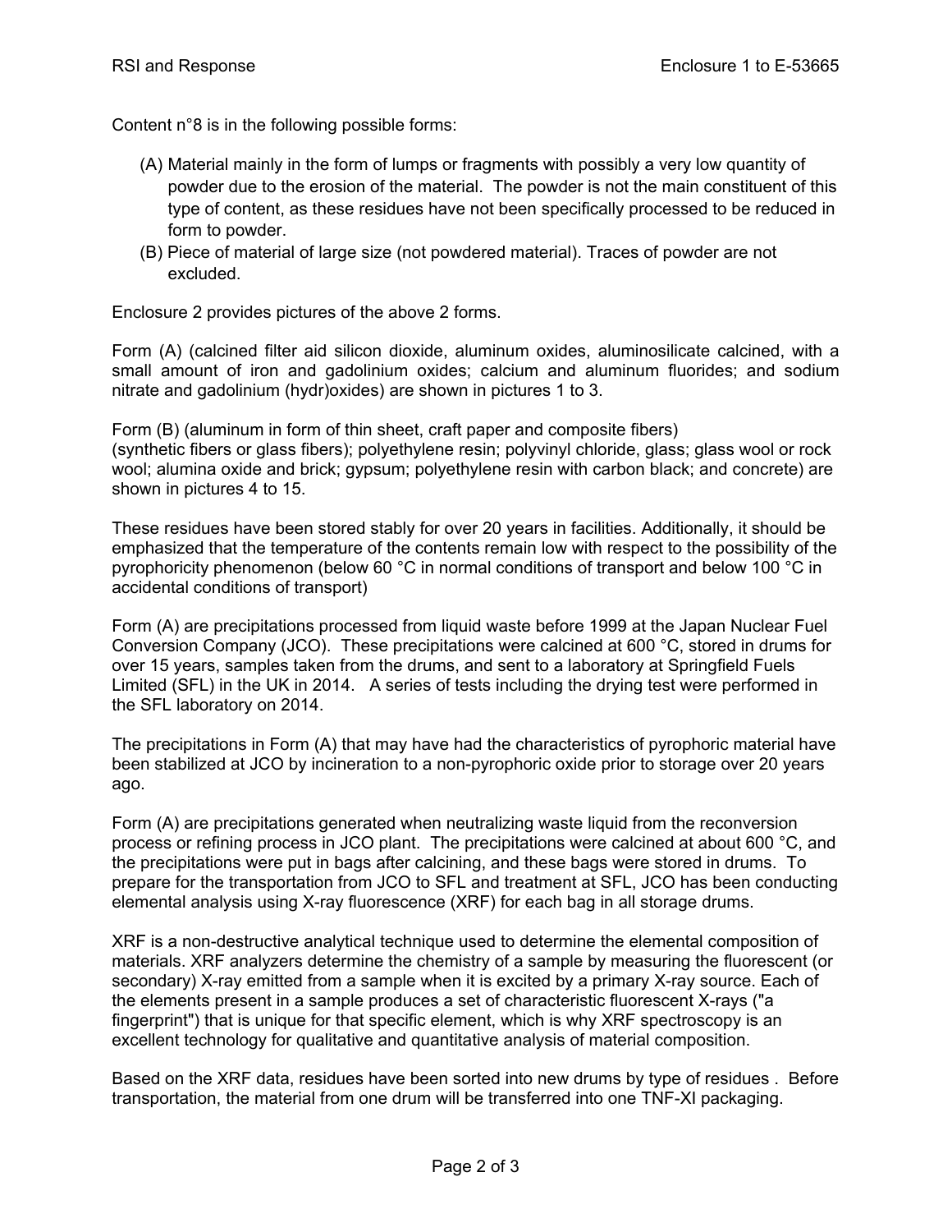Content n°8 is in the following possible forms:

(A) Material mainly in the form of lumps or fragments with possibly a very low quantity of powder due to the erosion of the material. The powder is not the main constituent of this type of content, as these residues have not been specifically processed to be reduced in form to powder.

(B) Piece of material of large size (not powdered material). Traces of powder are not excluded.

Enclosure 2 provides pictures of the above 2 forms.

Form (A) (calcined filter aid silicon dioxide, aluminum oxides, aluminosilicate calcined, with a small amount of iron and gadolinium oxides; calcium and aluminum fluorides; and sodium nitrate and gadolinium (hydr)oxides) are shown in pictures 1 to 3.

Form (B) (aluminum in form of thin sheet, craft paper and composite fibers) (synthetic fibers or glass fibers); polyethylene resin; polyvinyl chloride, glass; glass wool or rock wool; alumina oxide and brick; gypsum; polyethylene resin with carbon black; and concrete) are shown in pictures 4 to 15.

These residues have been stored stably for over 20 years in facilities. Additionally, it should be emphasized that the temperature of the contents remain low with respect to the possibility of the pyrophoricity phenomenon (below 60 °C in normal conditions of transport and below 100 °C in accidental conditions of transport)

Form (A) are precipitations processed from liquid waste before 1999 at the Japan Nuclear Fuel Conversion Company (JCO). These precipitations were calcined at 600 °C, stored in drums for over 15 years, samples taken from the drums, and sent to a laboratory at Springfield Fuels Limited (SFL) in the UK in 2014. A series of tests including the drying test were performed in the SFL laboratory on 2014.

The precipitations in Form (A) that may have had the characteristics of pyrophoric material have been stabilized at JCO by incineration to a non-pyrophoric oxide prior to storage over 20 years ago.

Form (A) are precipitations generated when neutralizing waste liquid from the reconversion process or refining process in JCO plant. The precipitations were calcined at about 600 °C, and the precipitations were put in bags after calcining, and these bags were stored in drums. To prepare for the transportation from JCO to SFL and treatment at SFL, JCO has been conducting elemental analysis using X-ray fluorescence (XRF) for each bag in all storage drums.

XRF is a non-destructive analytical technique used to determine the elemental composition of materials. XRF analyzers determine the chemistry of a sample by measuring the fluorescent (or secondary) X-ray emitted from a sample when it is excited by a primary X-ray source. Each of the elements present in a sample produces a set of characteristic fluorescent X-rays ("a fingerprint") that is unique for that specific element, which is why XRF spectroscopy is an excellent technology for qualitative and quantitative analysis of material composition.

Based on the XRF data, residues have been sorted into new drums by type of residues . Before transportation, the material from one drum will be transferred into one TNF-XI packaging.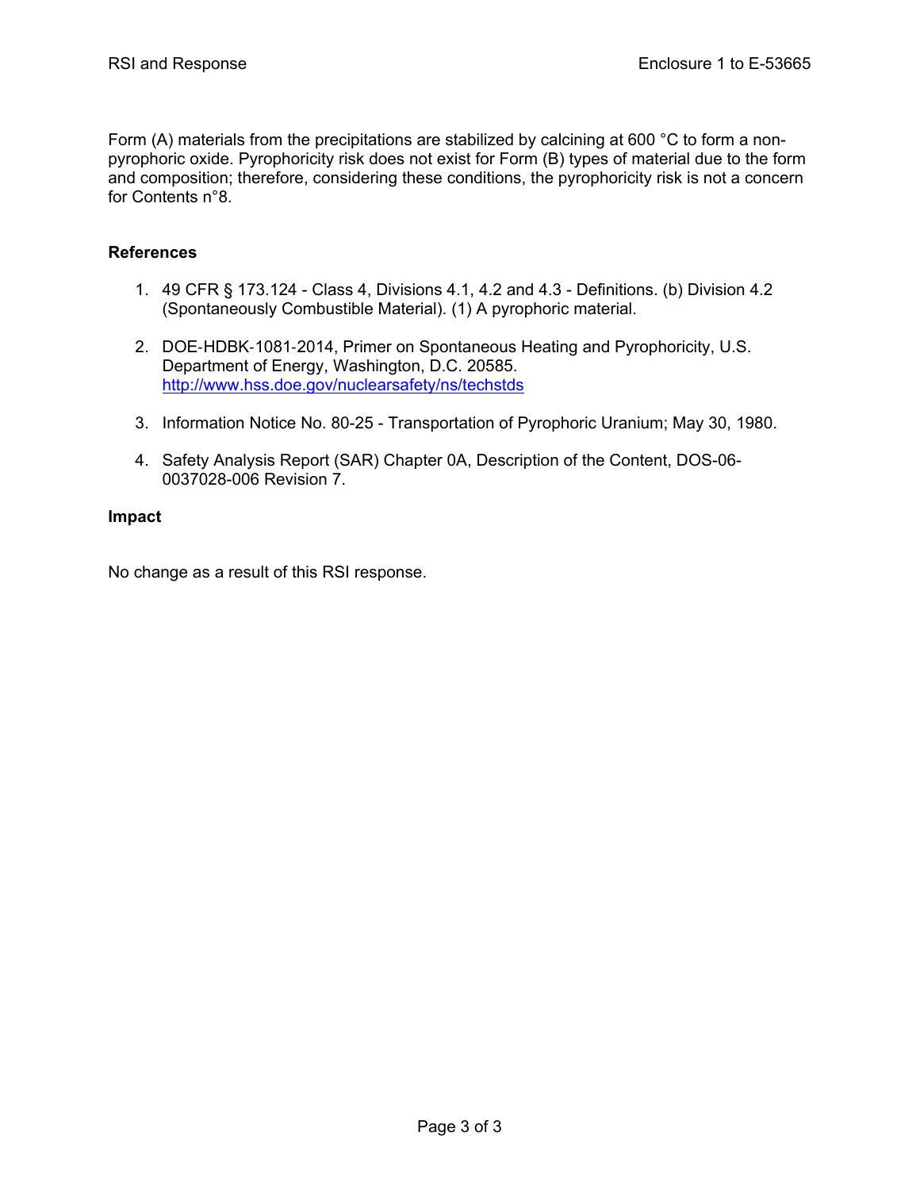Form (A) materials from the precipitations are stabilized by calcining at 600 °C to form a non-pyrophoric oxide. Pyrophoricity risk does not exist for Form (B) types of material due to the form and composition; therefore, considering these conditions, the pyrophoricity risk is not a concern for Contents n°8.

## References

1. 49 CFR § 173.124 - Class 4, Divisions 4.1, 4.2 and 4.3 - Definitions. (b) Division 4.2 (Spontaneously Combustible Material). (1) A pyrophoric material.

2. DOE-HDBK-1081-2014, Primer on Spontaneous Heating and Pyrophoricity, U.S. Department of Energy, Washington, D.C. 20585. http://www.hss.doe.gov/nuclearsafety/ns/techstds

3. Information Notice No. 80-25 - Transportation of Pyrophoric Uranium; May 30, 1980.

4. Safety Analysis Report (SAR) Chapter 0A, Description of the Content, DOS-06-0037028-006 Revision 7.

## Impact

No change as a result of this RSI response.